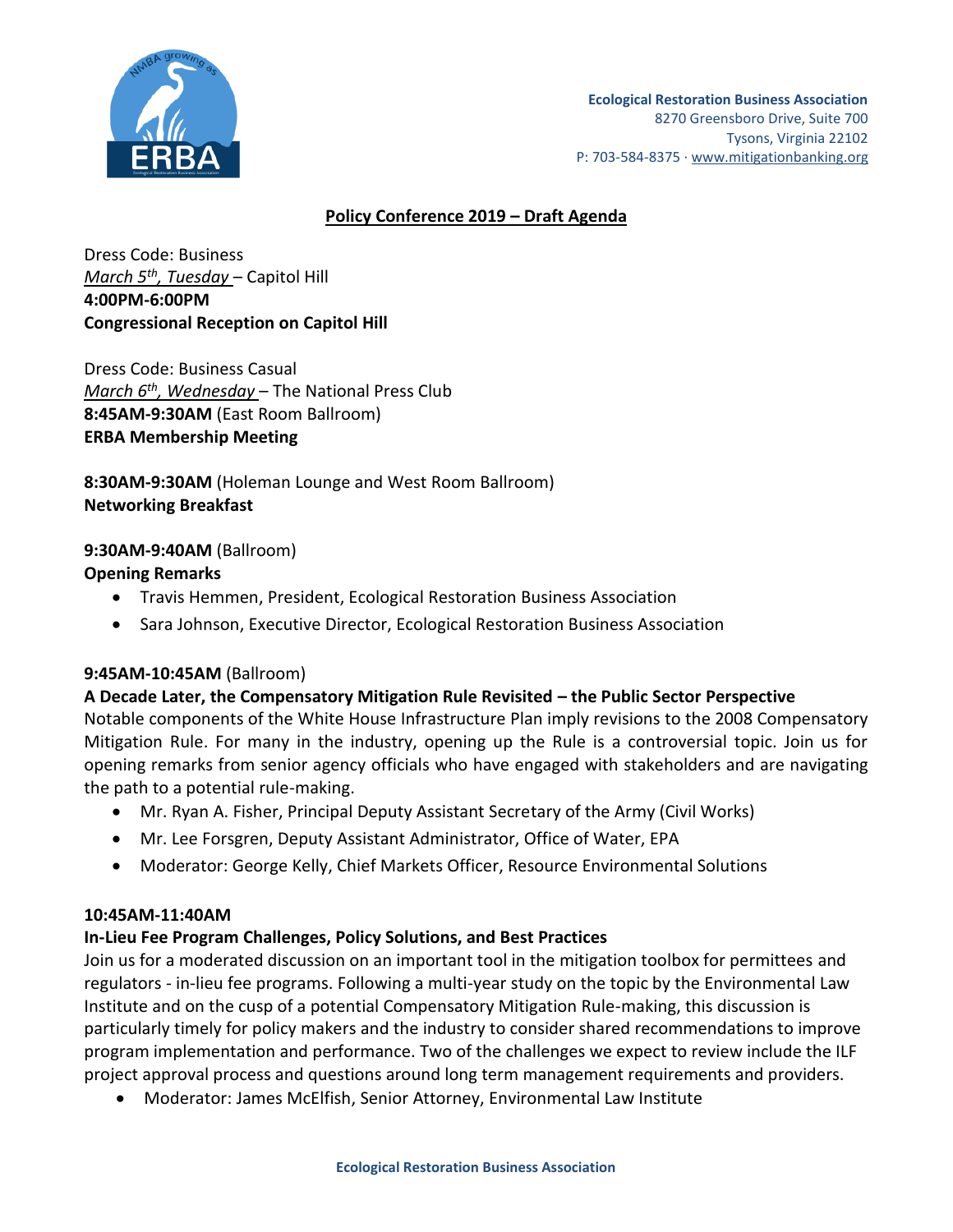Ecological Restoration Business Association
8270 Greensboro Drive, Suite 700
Tysons, Virginia 22102
P: 703-584-8375 · www.mitigationbanking.org

## Policy Conference 2019 – Draft Agenda

Dress Code: Business
*March 5th, Tuesday* – Capitol Hill
**4:00PM-6:00PM**
**Congressional Reception on Capitol Hill**

Dress Code: Business Casual
*March 6th, Wednesday* – The National Press Club
**8:45AM-9:30AM** (East Room Ballroom)
**ERBA Membership Meeting**

**8:30AM-9:30AM** (Holeman Lounge and West Room Ballroom)
**Networking Breakfast**

**9:30AM-9:40AM** (Ballroom)
**Opening Remarks**

- Travis Hemmen, President, Ecological Restoration Business Association
- Sara Johnson, Executive Director, Ecological Restoration Business Association

**9:45AM-10:45AM** (Ballroom)
**A Decade Later, the Compensatory Mitigation Rule Revisited – the Public Sector Perspective**
Notable components of the White House Infrastructure Plan imply revisions to the 2008 Compensatory Mitigation Rule. For many in the industry, opening up the Rule is a controversial topic. Join us for opening remarks from senior agency officials who have engaged with stakeholders and are navigating the path to a potential rule-making.

- Mr. Ryan A. Fisher, Principal Deputy Assistant Secretary of the Army (Civil Works)
- Mr. Lee Forsgren, Deputy Assistant Administrator, Office of Water, EPA
- Moderator: George Kelly, Chief Markets Officer, Resource Environmental Solutions

**10:45AM-11:40AM**
**In-Lieu Fee Program Challenges, Policy Solutions, and Best Practices**
Join us for a moderated discussion on an important tool in the mitigation toolbox for permittees and regulators - in-lieu fee programs. Following a multi-year study on the topic by the Environmental Law Institute and on the cusp of a potential Compensatory Mitigation Rule-making, this discussion is particularly timely for policy makers and the industry to consider shared recommendations to improve program implementation and performance. Two of the challenges we expect to review include the ILF project approval process and questions around long term management requirements and providers.

- Moderator: James McElfish, Senior Attorney, Environmental Law Institute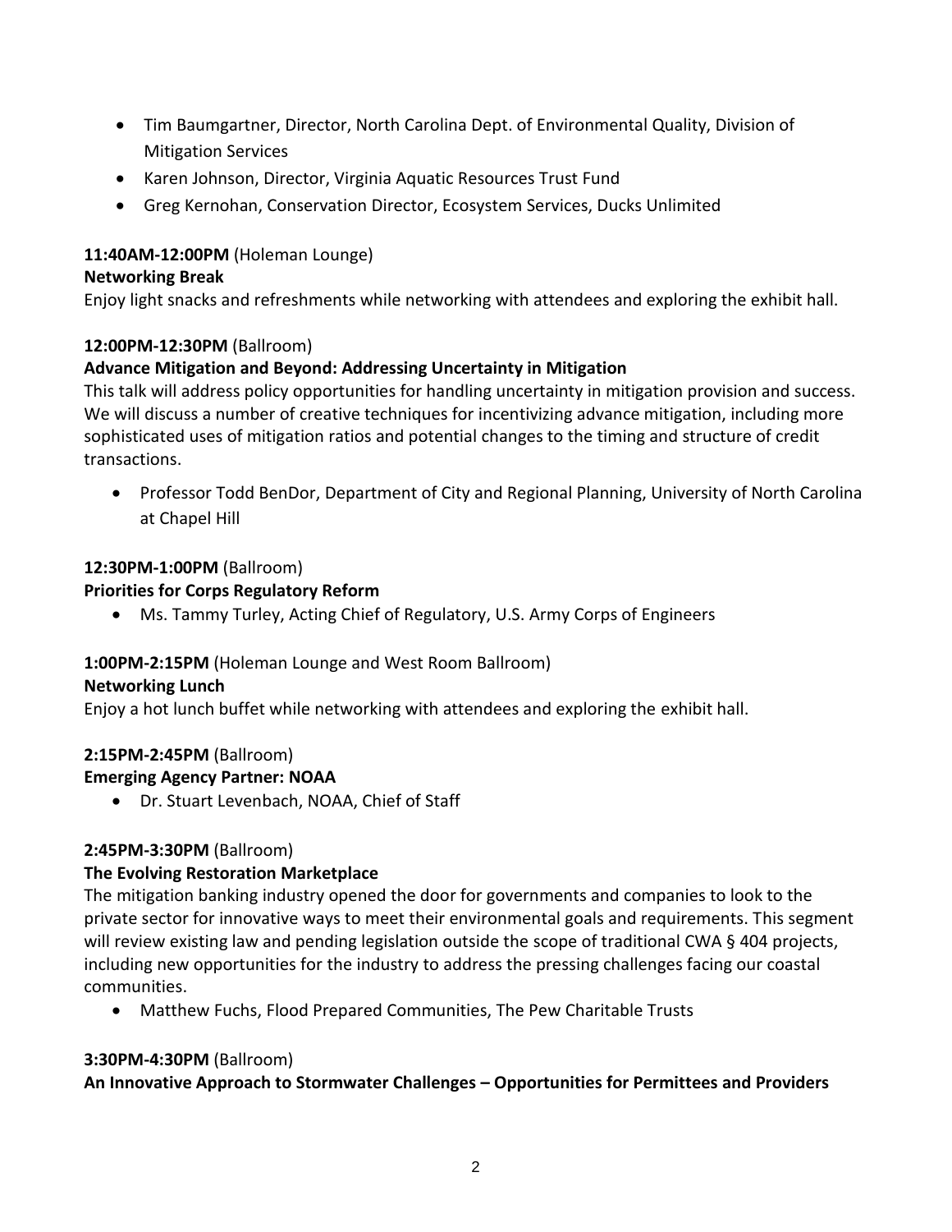- Tim Baumgartner, Director, North Carolina Dept. of Environmental Quality, Division of Mitigation Services
- Karen Johnson, Director, Virginia Aquatic Resources Trust Fund
- Greg Kernohan, Conservation Director, Ecosystem Services, Ducks Unlimited

**11:40AM-12:00PM** (Holeman Lounge)
**Networking Break**
Enjoy light snacks and refreshments while networking with attendees and exploring the exhibit hall.

**12:00PM-12:30PM** (Ballroom)
**Advance Mitigation and Beyond: Addressing Uncertainty in Mitigation**
This talk will address policy opportunities for handling uncertainty in mitigation provision and success. We will discuss a number of creative techniques for incentivizing advance mitigation, including more sophisticated uses of mitigation ratios and potential changes to the timing and structure of credit transactions.

- Professor Todd BenDor, Department of City and Regional Planning, University of North Carolina at Chapel Hill

**12:30PM-1:00PM** (Ballroom)
**Priorities for Corps Regulatory Reform**

- Ms. Tammy Turley, Acting Chief of Regulatory, U.S. Army Corps of Engineers

**1:00PM-2:15PM** (Holeman Lounge and West Room Ballroom)
**Networking Lunch**
Enjoy a hot lunch buffet while networking with attendees and exploring the exhibit hall.

**2:15PM-2:45PM** (Ballroom)
**Emerging Agency Partner: NOAA**

- Dr. Stuart Levenbach, NOAA, Chief of Staff

**2:45PM-3:30PM** (Ballroom)
**The Evolving Restoration Marketplace**
The mitigation banking industry opened the door for governments and companies to look to the private sector for innovative ways to meet their environmental goals and requirements. This segment will review existing law and pending legislation outside the scope of traditional CWA § 404 projects, including new opportunities for the industry to address the pressing challenges facing our coastal communities.

- Matthew Fuchs, Flood Prepared Communities, The Pew Charitable Trusts

**3:30PM-4:30PM** (Ballroom)
**An Innovative Approach to Stormwater Challenges – Opportunities for Permittees and Providers**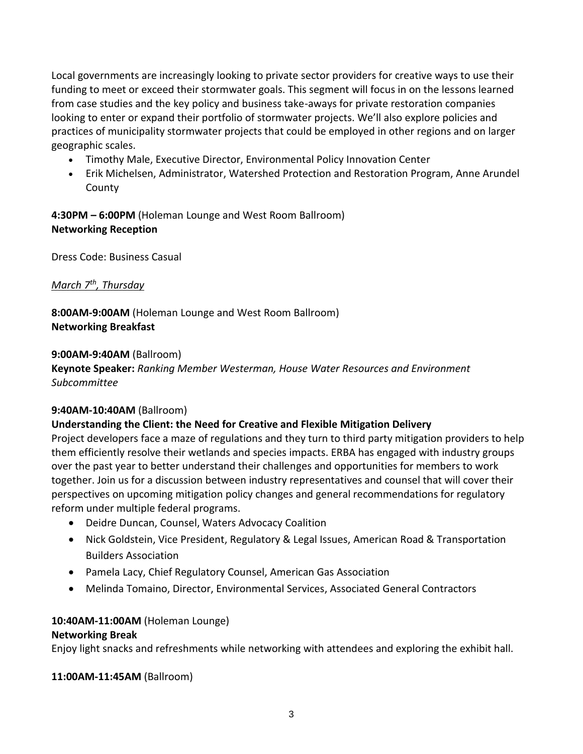Local governments are increasingly looking to private sector providers for creative ways to use their funding to meet or exceed their stormwater goals. This segment will focus in on the lessons learned from case studies and the key policy and business take-aways for private restoration companies looking to enter or expand their portfolio of stormwater projects. We'll also explore policies and practices of municipality stormwater projects that could be employed in other regions and on larger geographic scales.

- Timothy Male, Executive Director, Environmental Policy Innovation Center
- Erik Michelsen, Administrator, Watershed Protection and Restoration Program, Anne Arundel County

**4:30PM – 6:00PM** (Holeman Lounge and West Room Ballroom)
**Networking Reception**

Dress Code: Business Casual

*March 7th, Thursday*

**8:00AM-9:00AM** (Holeman Lounge and West Room Ballroom)
**Networking Breakfast**

**9:00AM-9:40AM** (Ballroom)
**Keynote Speaker:** *Ranking Member Westerman, House Water Resources and Environment Subcommittee*

**9:40AM-10:40AM** (Ballroom)
**Understanding the Client: the Need for Creative and Flexible Mitigation Delivery**
Project developers face a maze of regulations and they turn to third party mitigation providers to help them efficiently resolve their wetlands and species impacts. ERBA has engaged with industry groups over the past year to better understand their challenges and opportunities for members to work together. Join us for a discussion between industry representatives and counsel that will cover their perspectives on upcoming mitigation policy changes and general recommendations for regulatory reform under multiple federal programs.

- Deidre Duncan, Counsel, Waters Advocacy Coalition
- Nick Goldstein, Vice President, Regulatory & Legal Issues, American Road & Transportation Builders Association
- Pamela Lacy, Chief Regulatory Counsel, American Gas Association
- Melinda Tomaino, Director, Environmental Services, Associated General Contractors

**10:40AM-11:00AM** (Holeman Lounge)
**Networking Break**
Enjoy light snacks and refreshments while networking with attendees and exploring the exhibit hall.

**11:00AM-11:45AM** (Ballroom)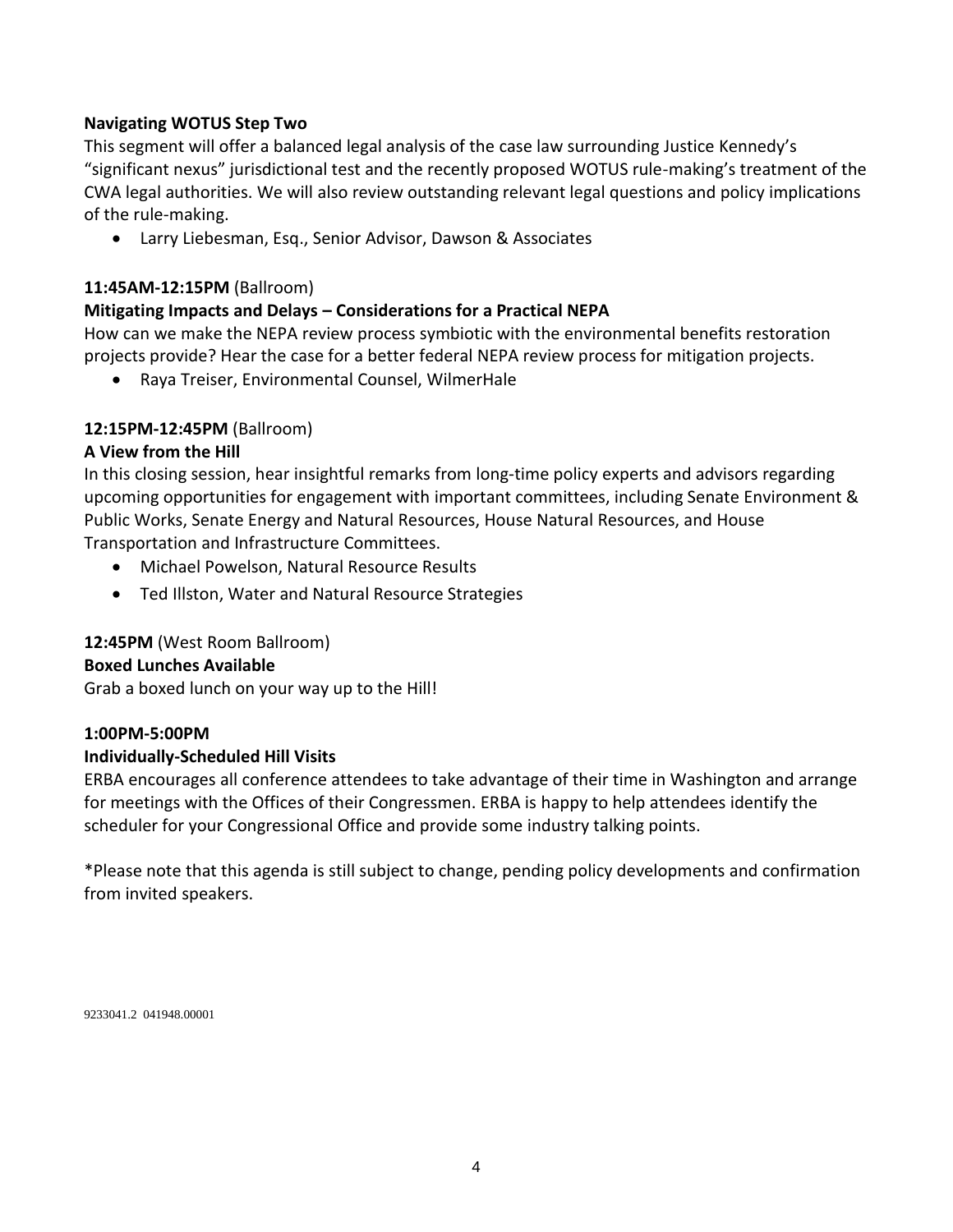**Navigating WOTUS Step Two**

This segment will offer a balanced legal analysis of the case law surrounding Justice Kennedy's "significant nexus" jurisdictional test and the recently proposed WOTUS rule-making's treatment of the CWA legal authorities. We will also review outstanding relevant legal questions and policy implications of the rule-making.

- Larry Liebesman, Esq., Senior Advisor, Dawson & Associates

**11:45AM-12:15PM** (Ballroom)

**Mitigating Impacts and Delays – Considerations for a Practical NEPA**

How can we make the NEPA review process symbiotic with the environmental benefits restoration projects provide? Hear the case for a better federal NEPA review process for mitigation projects.

- Raya Treiser, Environmental Counsel, WilmerHale

**12:15PM-12:45PM** (Ballroom)

**A View from the Hill**

In this closing session, hear insightful remarks from long-time policy experts and advisors regarding upcoming opportunities for engagement with important committees, including Senate Environment & Public Works, Senate Energy and Natural Resources, House Natural Resources, and House Transportation and Infrastructure Committees.

- Michael Powelson, Natural Resource Results
- Ted Illston, Water and Natural Resource Strategies

**12:45PM** (West Room Ballroom)

**Boxed Lunches Available**

Grab a boxed lunch on your way up to the Hill!

**1:00PM-5:00PM**

**Individually-Scheduled Hill Visits**

ERBA encourages all conference attendees to take advantage of their time in Washington and arrange for meetings with the Offices of their Congressmen. ERBA is happy to help attendees identify the scheduler for your Congressional Office and provide some industry talking points.

*Please note that this agenda is still subject to change, pending policy developments and confirmation from invited speakers.

9233041.2 041948.00001